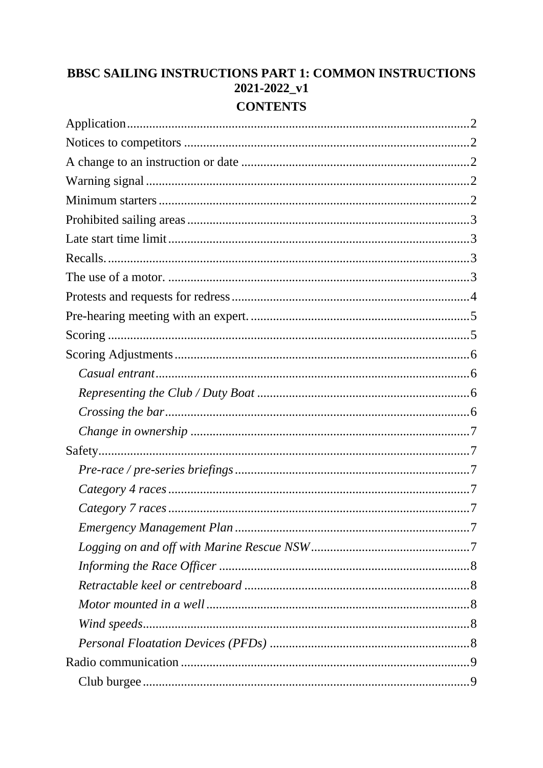# BBSC SAILING INSTRUCTIONS PART 1: COMMON INSTRUCTIONS 2021-2022_v1

## CONTENTS

Application........................................................................................................2
Notices to competitors ......................................................................................2
A change to an instruction or date ....................................................................2
Warning signal ..................................................................................................2
Minimum starters ..............................................................................................2
Prohibited sailing areas .....................................................................................3
Late start time limit............................................................................................3
Recalls................................................................................................................3
The use of a motor. ............................................................................................3
Protests and requests for redress.........................................................................4
Pre-hearing meeting with an expert. ...................................................................5
Scoring ...............................................................................................................5
Scoring Adjustments...........................................................................................6
  *Casual entrant*.................................................................................................6
  *Representing the Club / Duty Boat* ..................................................................6
  *Crossing the bar*..............................................................................................6
  *Change in ownership* .......................................................................................7
Safety..................................................................................................................7
  *Pre-race / pre-series briefings*..........................................................................7
  *Category 4 races*..............................................................................................7
  *Category 7 races*..............................................................................................7
  *Emergency Management Plan*..........................................................................7
  *Logging on and off with Marine Rescue NSW*..................................................7
  *Informing the Race Officer* ..............................................................................8
  *Retractable keel or centreboard* .......................................................................8
  *Motor mounted in a well*..................................................................................8
  *Wind speeds*.....................................................................................................8
  *Personal Floatation Devices (PFDs)* ................................................................8
Radio communication .........................................................................................9
  Club burgee ........................................................................................................9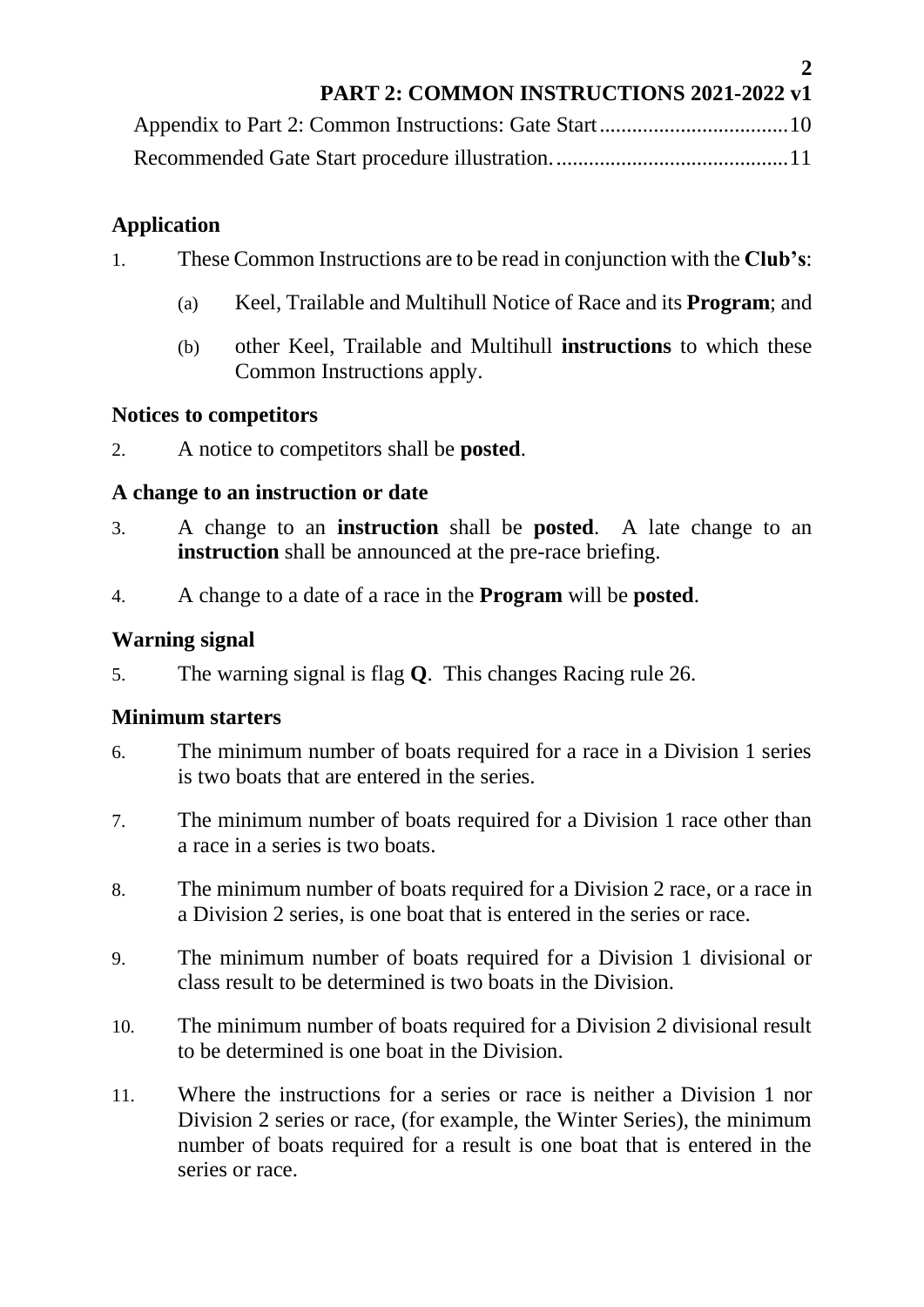Appendix to Part 2: Common Instructions: Gate Start .................................. 10
Recommended Gate Start procedure illustration. .......................................... 11

## Application

1. These Common Instructions are to be read in conjunction with the **Club's**:

   (a) Keel, Trailable and Multihull Notice of Race and its **Program**; and

   (b) other Keel, Trailable and Multihull **instructions** to which these Common Instructions apply.

## Notices to competitors

2. A notice to competitors shall be **posted**.

## A change to an instruction or date

3. A change to an **instruction** shall be **posted**. A late change to an **instruction** shall be announced at the pre-race briefing.

4. A change to a date of a race in the **Program** will be **posted**.

## Warning signal

5. The warning signal is flag **Q**. This changes Racing rule 26.

## Minimum starters

6. The minimum number of boats required for a race in a Division 1 series is two boats that are entered in the series.

7. The minimum number of boats required for a Division 1 race other than a race in a series is two boats.

8. The minimum number of boats required for a Division 2 race, or a race in a Division 2 series, is one boat that is entered in the series or race.

9. The minimum number of boats required for a Division 1 divisional or class result to be determined is two boats in the Division.

10. The minimum number of boats required for a Division 2 divisional result to be determined is one boat in the Division.

11. Where the instructions for a series or race is neither a Division 1 nor Division 2 series or race, (for example, the Winter Series), the minimum number of boats required for a result is one boat that is entered in the series or race.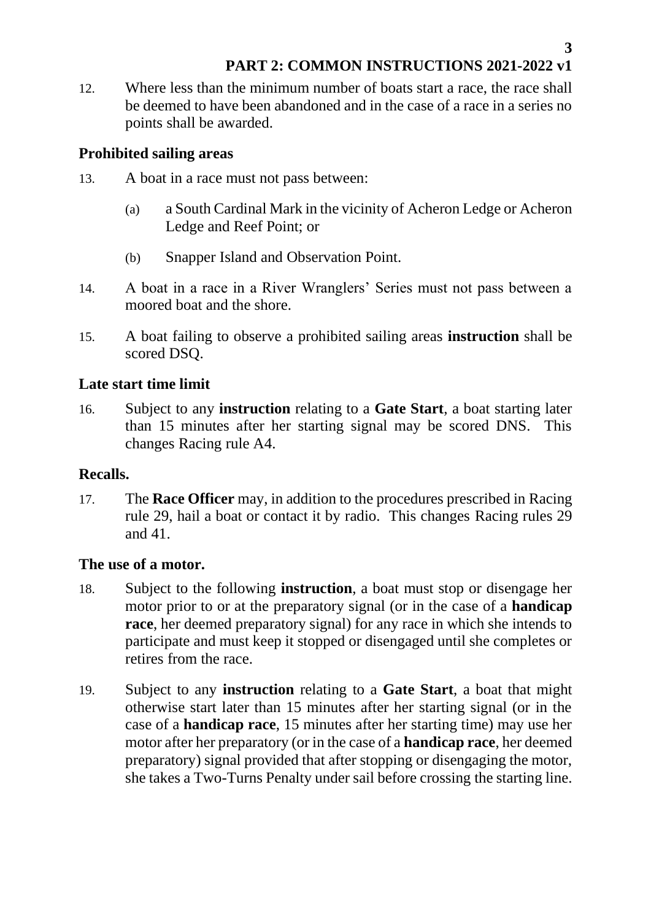12. Where less than the minimum number of boats start a race, the race shall be deemed to have been abandoned and in the case of a race in a series no points shall be awarded.

### Prohibited sailing areas

13. A boat in a race must not pass between:

    (a) a South Cardinal Mark in the vicinity of Acheron Ledge or Acheron Ledge and Reef Point; or

    (b) Snapper Island and Observation Point.

14. A boat in a race in a River Wranglers' Series must not pass between a moored boat and the shore.

15. A boat failing to observe a prohibited sailing areas **instruction** shall be scored DSQ.

### Late start time limit

16. Subject to any **instruction** relating to a **Gate Start**, a boat starting later than 15 minutes after her starting signal may be scored DNS. This changes Racing rule A4.

### Recalls.

17. The **Race Officer** may, in addition to the procedures prescribed in Racing rule 29, hail a boat or contact it by radio. This changes Racing rules 29 and 41.

### The use of a motor.

18. Subject to the following **instruction**, a boat must stop or disengage her motor prior to or at the preparatory signal (or in the case of a **handicap race**, her deemed preparatory signal) for any race in which she intends to participate and must keep it stopped or disengaged until she completes or retires from the race.

19. Subject to any **instruction** relating to a **Gate Start**, a boat that might otherwise start later than 15 minutes after her starting signal (or in the case of a **handicap race**, 15 minutes after her starting time) may use her motor after her preparatory (or in the case of a **handicap race**, her deemed preparatory) signal provided that after stopping or disengaging the motor, she takes a Two-Turns Penalty under sail before crossing the starting line.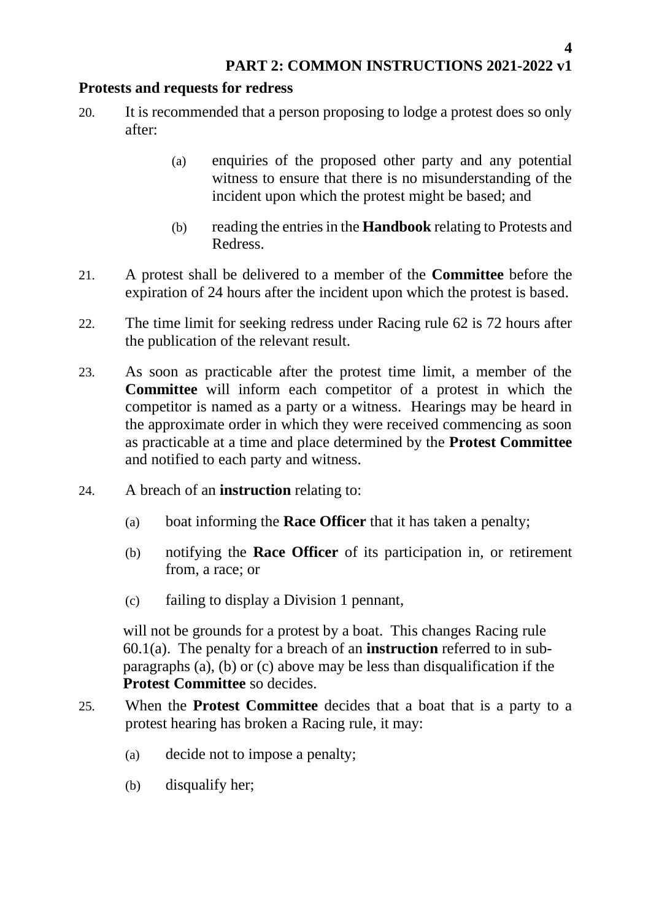## Protests and requests for redress

20. It is recommended that a person proposing to lodge a protest does so only after:

    (a) enquiries of the proposed other party and any potential witness to ensure that there is no misunderstanding of the incident upon which the protest might be based; and

    (b) reading the entries in the **Handbook** relating to Protests and Redress.

21. A protest shall be delivered to a member of the **Committee** before the expiration of 24 hours after the incident upon which the protest is based.

22. The time limit for seeking redress under Racing rule 62 is 72 hours after the publication of the relevant result.

23. As soon as practicable after the protest time limit, a member of the **Committee** will inform each competitor of a protest in which the competitor is named as a party or a witness. Hearings may be heard in the approximate order in which they were received commencing as soon as practicable at a time and place determined by the **Protest Committee** and notified to each party and witness.

24. A breach of an **instruction** relating to:

    (a) boat informing the **Race Officer** that it has taken a penalty;

    (b) notifying the **Race Officer** of its participation in, or retirement from, a race; or

    (c) failing to display a Division 1 pennant,

    will not be grounds for a protest by a boat. This changes Racing rule 60.1(a). The penalty for a breach of an **instruction** referred to in sub-paragraphs (a), (b) or (c) above may be less than disqualification if the **Protest Committee** so decides.

25. When the **Protest Committee** decides that a boat that is a party to a protest hearing has broken a Racing rule, it may:

    (a) decide not to impose a penalty;

    (b) disqualify her;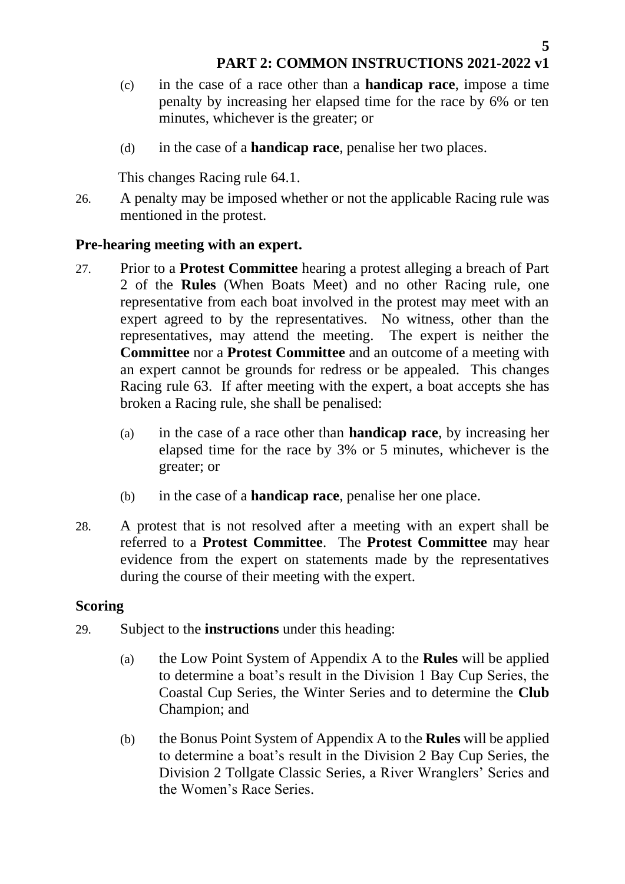(c) in the case of a race other than a **handicap race**, impose a time penalty by increasing her elapsed time for the race by 6% or ten minutes, whichever is the greater; or

(d) in the case of a **handicap race**, penalise her two places.

This changes Racing rule 64.1.

26. A penalty may be imposed whether or not the applicable Racing rule was mentioned in the protest.

### Pre-hearing meeting with an expert.

27. Prior to a **Protest Committee** hearing a protest alleging a breach of Part 2 of the **Rules** (When Boats Meet) and no other Racing rule, one representative from each boat involved in the protest may meet with an expert agreed to by the representatives. No witness, other than the representatives, may attend the meeting. The expert is neither the **Committee** nor a **Protest Committee** and an outcome of a meeting with an expert cannot be grounds for redress or be appealed. This changes Racing rule 63. If after meeting with the expert, a boat accepts she has broken a Racing rule, she shall be penalised:

    (a) in the case of a race other than **handicap race**, by increasing her elapsed time for the race by 3% or 5 minutes, whichever is the greater; or

    (b) in the case of a **handicap race**, penalise her one place.

28. A protest that is not resolved after a meeting with an expert shall be referred to a **Protest Committee**. The **Protest Committee** may hear evidence from the expert on statements made by the representatives during the course of their meeting with the expert.

### Scoring

29. Subject to the **instructions** under this heading:

    (a) the Low Point System of Appendix A to the **Rules** will be applied to determine a boat's result in the Division 1 Bay Cup Series, the Coastal Cup Series, the Winter Series and to determine the **Club** Champion; and

    (b) the Bonus Point System of Appendix A to the **Rules** will be applied to determine a boat's result in the Division 2 Bay Cup Series, the Division 2 Tollgate Classic Series, a River Wranglers' Series and the Women's Race Series.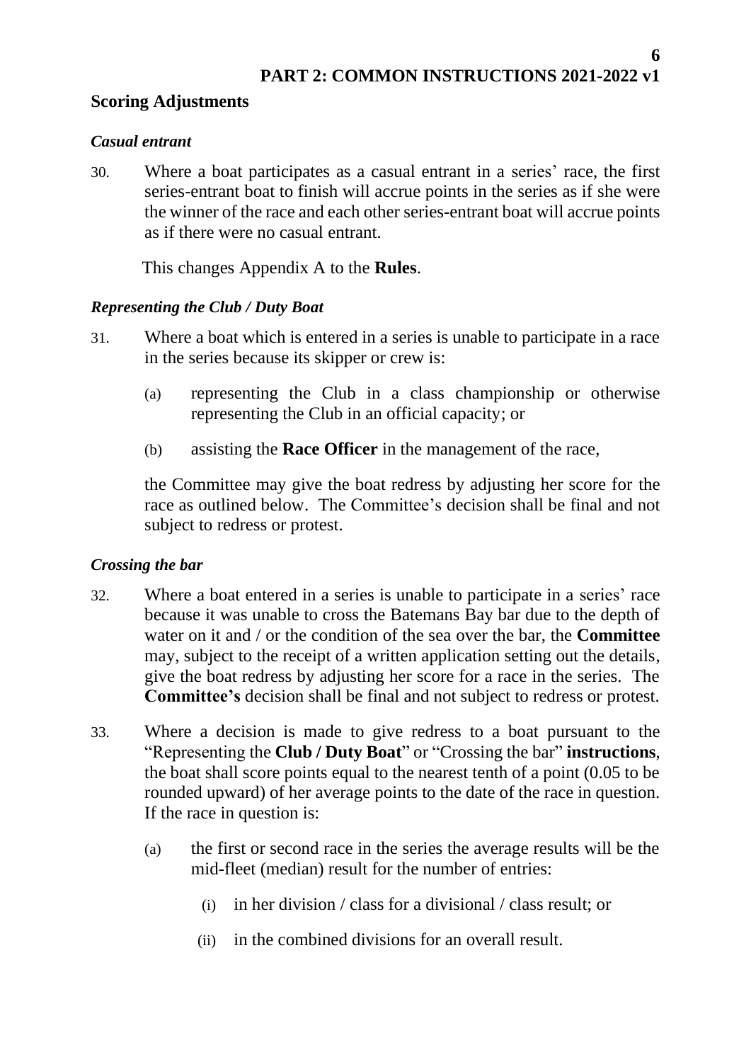## Scoring Adjustments

### *Casual entrant*

30. Where a boat participates as a casual entrant in a series' race, the first series-entrant boat to finish will accrue points in the series as if she were the winner of the race and each other series-entrant boat will accrue points as if there were no casual entrant.

    This changes Appendix A to the **Rules**.

### *Representing the Club / Duty Boat*

31. Where a boat which is entered in a series is unable to participate in a race in the series because its skipper or crew is:

    (a) representing the Club in a class championship or otherwise representing the Club in an official capacity; or

    (b) assisting the **Race Officer** in the management of the race,

    the Committee may give the boat redress by adjusting her score for the race as outlined below. The Committee's decision shall be final and not subject to redress or protest.

### *Crossing the bar*

32. Where a boat entered in a series is unable to participate in a series' race because it was unable to cross the Batemans Bay bar due to the depth of water on it and / or the condition of the sea over the bar, the **Committee** may, subject to the receipt of a written application setting out the details, give the boat redress by adjusting her score for a race in the series. The **Committee's** decision shall be final and not subject to redress or protest.

33. Where a decision is made to give redress to a boat pursuant to the "Representing the **Club / Duty Boat**" or "Crossing the bar" **instructions**, the boat shall score points equal to the nearest tenth of a point (0.05 to be rounded upward) of her average points to the date of the race in question. If the race in question is:

    (a) the first or second race in the series the average results will be the mid-fleet (median) result for the number of entries:

       (i) in her division / class for a divisional / class result; or

       (ii) in the combined divisions for an overall result.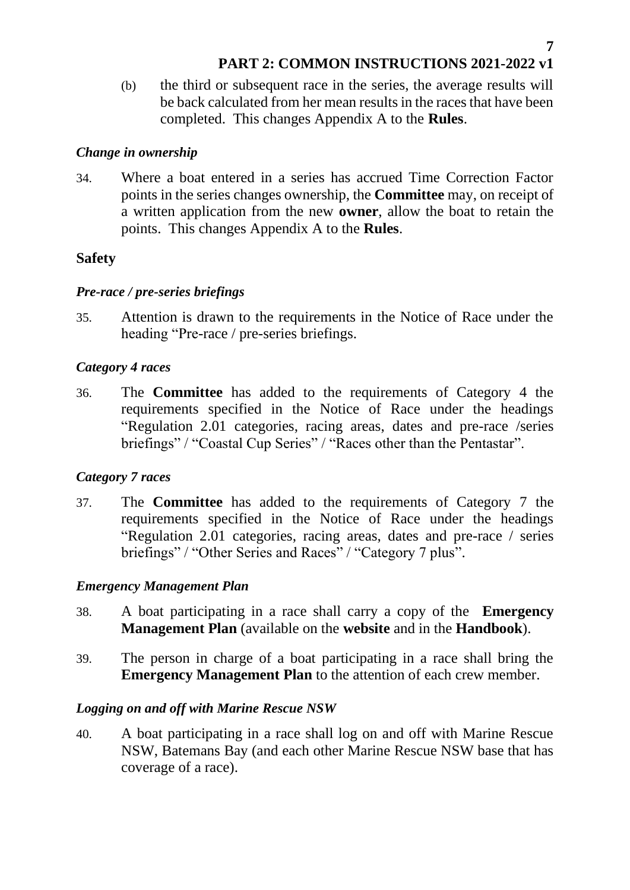(b) the third or subsequent race in the series, the average results will be back calculated from her mean results in the races that have been completed. This changes Appendix A to the **Rules**.

### *Change in ownership*

34. Where a boat entered in a series has accrued Time Correction Factor points in the series changes ownership, the **Committee** may, on receipt of a written application from the new **owner**, allow the boat to retain the points. This changes Appendix A to the **Rules**.

## Safety

### *Pre-race / pre-series briefings*

35. Attention is drawn to the requirements in the Notice of Race under the heading "Pre-race / pre-series briefings.

### *Category 4 races*

36. The **Committee** has added to the requirements of Category 4 the requirements specified in the Notice of Race under the headings "Regulation 2.01 categories, racing areas, dates and pre-race /series briefings" / "Coastal Cup Series" / "Races other than the Pentastar".

### *Category 7 races*

37. The **Committee** has added to the requirements of Category 7 the requirements specified in the Notice of Race under the headings "Regulation 2.01 categories, racing areas, dates and pre-race / series briefings" / "Other Series and Races" / "Category 7 plus".

### *Emergency Management Plan*

38. A boat participating in a race shall carry a copy of the **Emergency Management Plan** (available on the **website** and in the **Handbook**).

39. The person in charge of a boat participating in a race shall bring the **Emergency Management Plan** to the attention of each crew member.

### *Logging on and off with Marine Rescue NSW*

40. A boat participating in a race shall log on and off with Marine Rescue NSW, Batemans Bay (and each other Marine Rescue NSW base that has coverage of a race).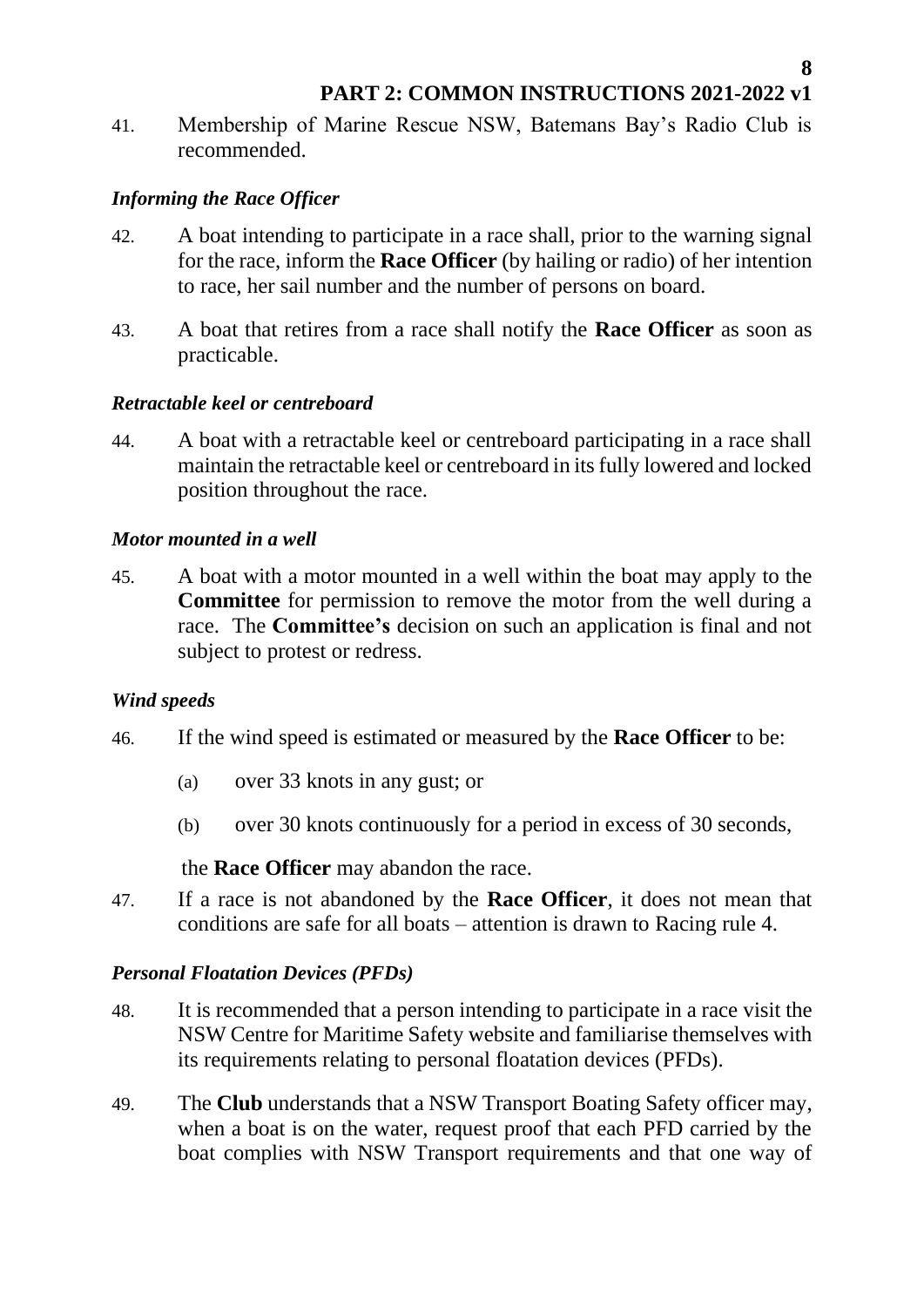41. Membership of Marine Rescue NSW, Batemans Bay's Radio Club is recommended.

### *Informing the Race Officer*

42. A boat intending to participate in a race shall, prior to the warning signal for the race, inform the **Race Officer** (by hailing or radio) of her intention to race, her sail number and the number of persons on board.

43. A boat that retires from a race shall notify the **Race Officer** as soon as practicable.

### *Retractable keel or centreboard*

44. A boat with a retractable keel or centreboard participating in a race shall maintain the retractable keel or centreboard in its fully lowered and locked position throughout the race.

### *Motor mounted in a well*

45. A boat with a motor mounted in a well within the boat may apply to the **Committee** for permission to remove the motor from the well during a race. The **Committee's** decision on such an application is final and not subject to protest or redress.

### *Wind speeds*

46. If the wind speed is estimated or measured by the **Race Officer** to be:

    (a) over 33 knots in any gust; or

    (b) over 30 knots continuously for a period in excess of 30 seconds,

    the **Race Officer** may abandon the race.

47. If a race is not abandoned by the **Race Officer**, it does not mean that conditions are safe for all boats – attention is drawn to Racing rule 4.

### *Personal Floatation Devices (PFDs)*

48. It is recommended that a person intending to participate in a race visit the NSW Centre for Maritime Safety website and familiarise themselves with its requirements relating to personal floatation devices (PFDs).

49. The **Club** understands that a NSW Transport Boating Safety officer may, when a boat is on the water, request proof that each PFD carried by the boat complies with NSW Transport requirements and that one way of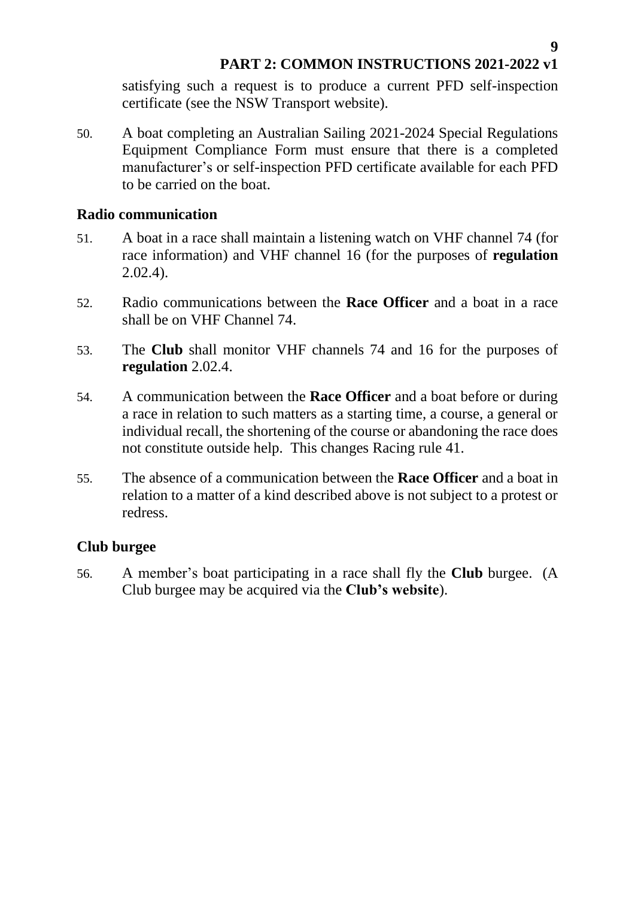satisfying such a request is to produce a current PFD self-inspection certificate (see the NSW Transport website).

50. A boat completing an Australian Sailing 2021-2024 Special Regulations Equipment Compliance Form must ensure that there is a completed manufacturer's or self-inspection PFD certificate available for each PFD to be carried on the boat.

## Radio communication

51. A boat in a race shall maintain a listening watch on VHF channel 74 (for race information) and VHF channel 16 (for the purposes of **regulation** 2.02.4).

52. Radio communications between the **Race Officer** and a boat in a race shall be on VHF Channel 74.

53. The **Club** shall monitor VHF channels 74 and 16 for the purposes of **regulation** 2.02.4.

54. A communication between the **Race Officer** and a boat before or during a race in relation to such matters as a starting time, a course, a general or individual recall, the shortening of the course or abandoning the race does not constitute outside help. This changes Racing rule 41.

55. The absence of a communication between the **Race Officer** and a boat in relation to a matter of a kind described above is not subject to a protest or redress.

## Club burgee

56. A member's boat participating in a race shall fly the **Club** burgee. (A Club burgee may be acquired via the **Club's website**).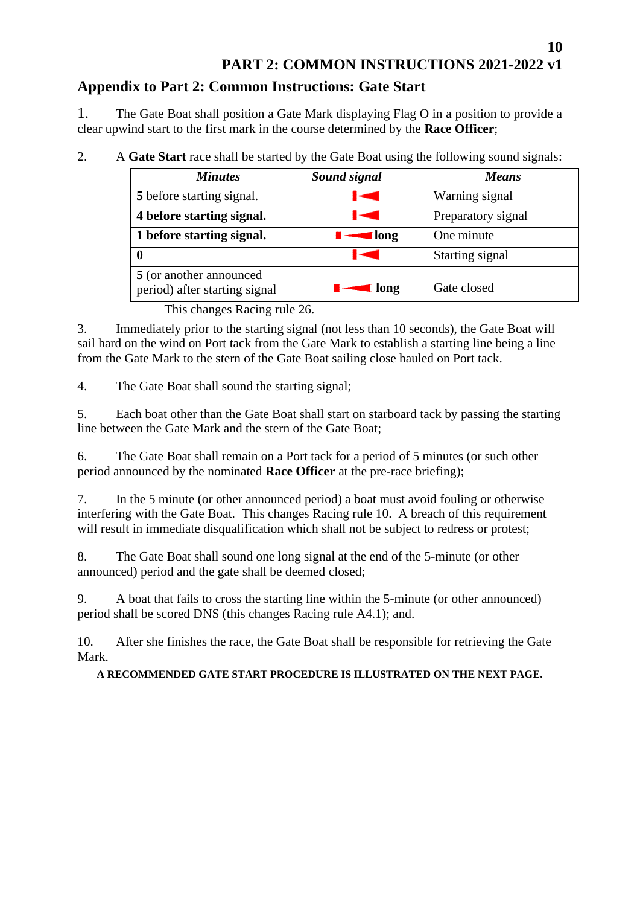## PART 2: COMMON INSTRUCTIONS 2021-2022 v1

## Appendix to Part 2: Common Instructions: Gate Start

1. The Gate Boat shall position a Gate Mark displaying Flag O in a position to provide a clear upwind start to the first mark in the course determined by the **Race Officer**;

2. A **Gate Start** race shall be started by the Gate Boat using the following sound signals:

| ***Minutes*** | ***Sound signal*** | ***Means*** |
|---|---|---|
| **5** before starting signal. | | Warning signal |
| **4 before starting signal.** | | Preparatory signal |
| **1 before starting signal.** | **long** | One minute |
| **0** | | Starting signal |
| **5** (or another announced period) after starting signal | **long** | Gate closed |

This changes Racing rule 26.

3. Immediately prior to the starting signal (not less than 10 seconds), the Gate Boat will sail hard on the wind on Port tack from the Gate Mark to establish a starting line being a line from the Gate Mark to the stern of the Gate Boat sailing close hauled on Port tack.

4. The Gate Boat shall sound the starting signal;

5. Each boat other than the Gate Boat shall start on starboard tack by passing the starting line between the Gate Mark and the stern of the Gate Boat;

6. The Gate Boat shall remain on a Port tack for a period of 5 minutes (or such other period announced by the nominated **Race Officer** at the pre-race briefing);

7. In the 5 minute (or other announced period) a boat must avoid fouling or otherwise interfering with the Gate Boat. This changes Racing rule 10. A breach of this requirement will result in immediate disqualification which shall not be subject to redress or protest;

8. The Gate Boat shall sound one long signal at the end of the 5-minute (or other announced) period and the gate shall be deemed closed;

9. A boat that fails to cross the starting line within the 5-minute (or other announced) period shall be scored DNS (this changes Racing rule A4.1); and.

10. After she finishes the race, the Gate Boat shall be responsible for retrieving the Gate Mark.

**A RECOMMENDED GATE START PROCEDURE IS ILLUSTRATED ON THE NEXT PAGE.**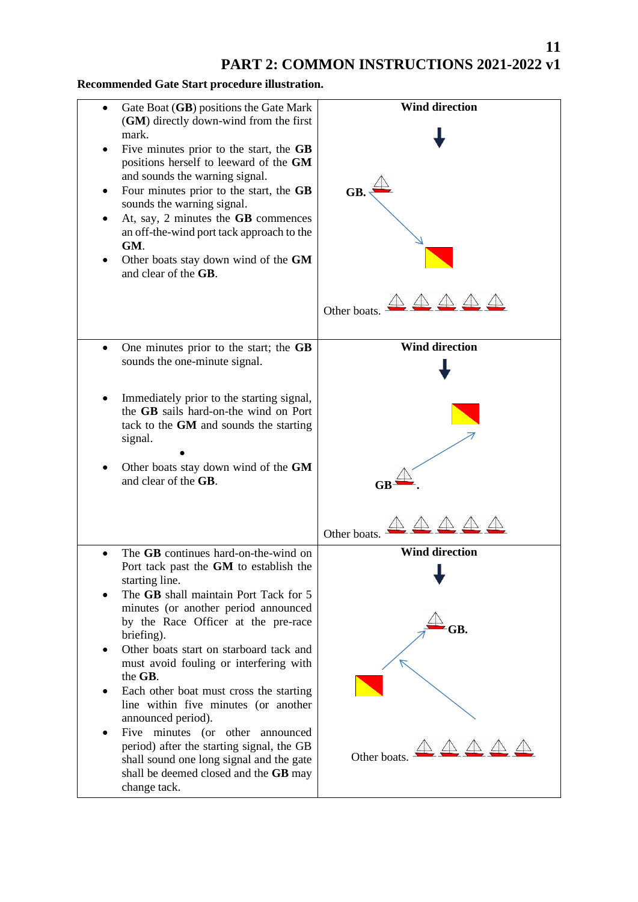**Recommended Gate Start procedure illustration.**

| | |
|---|---|
| • Gate Boat (**GB**) positions the Gate Mark (**GM**) directly down-wind from the first mark.<br>• Five minutes prior to the start, the **GB** positions herself to leeward of the **GM** and sounds the warning signal.<br>• Four minutes prior to the start, the **GB** sounds the warning signal.<br>• At, say, 2 minutes the **GB** commences an off-the-wind port tack approach to the **GM**.<br>• Other boats stay down wind of the **GM** and clear of the **GB**. | **Wind direction**<br>**GB.**<br>Other boats. |
| • One minutes prior to the start; the **GB** sounds the one-minute signal.<br>• Immediately prior to the starting signal, the **GB** sails hard-on-the wind on Port tack to the **GM** and sounds the starting signal.<br>•<br>• Other boats stay down wind of the **GM** and clear of the **GB**. | **Wind direction**<br>**GB.**<br>Other boats. |
| • The **GB** continues hard-on-the-wind on Port tack past the **GM** to establish the starting line.<br>• The **GB** shall maintain Port Tack for 5 minutes (or another period announced by the Race Officer at the pre-race briefing).<br>• Other boats start on starboard tack and must avoid fouling or interfering with the **GB**.<br>• Each other boat must cross the starting line within five minutes (or another announced period).<br>• Five minutes (or other announced period) after the starting signal, the GB shall sound one long signal and the gate shall be deemed closed and the **GB** may change tack. | **Wind direction**<br>**GB.**<br>Other boats. |